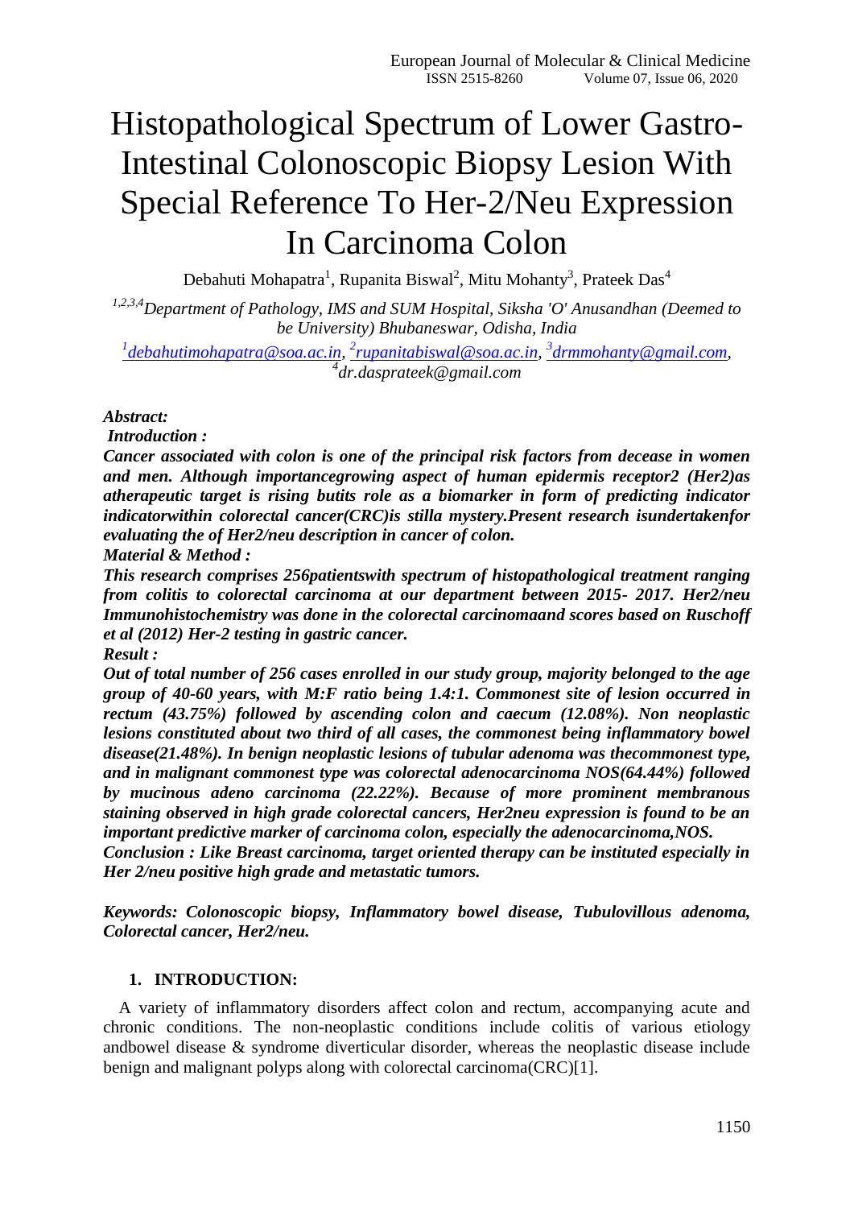# Histopathological Spectrum of Lower Gastro-Intestinal Colonoscopic Biopsy Lesion With Special Reference To Her-2/Neu Expression In Carcinoma Colon

Debahuti Mohapatra[1], Rupanita Biswal[2], Mitu Mohanty[3], Prateek Das[4]

[1,2,3,4]*Department of Pathology, IMS and SUM Hospital, Siksha 'O' Anusandhan (Deemed to be University) Bhubaneswar, Odisha, India*

[1]*debahutimohapatra@soa.ac.in*, [2]*rupanitabiswal@soa.ac.in*, [3]*drmmohanty@gmail.com*, [4]*dr.dasprateek@gmail.com*

***Abstract:***

***Introduction :***

***Cancer associated with colon is one of the principal risk factors from decease in women and men. Although importancegrowing aspect of human epidermis receptor2 (Her2)as atherapeutic target is rising butits role as a biomarker in form of predicting indicator indicatorwithin colorectal cancer(CRC)is stilla mystery.Present research isundertakenfor evaluating the of Her2/neu description in cancer of colon.***

***Material & Method :***

***This research comprises 256patientswith spectrum of histopathological treatment ranging from colitis to colorectal carcinoma at our department between 2015- 2017. Her2/neu Immunohistochemistry was done in the colorectal carcinomaand scores based on Ruschoff et al (2012) Her-2 testing in gastric cancer.***

***Result :***

***Out of total number of 256 cases enrolled in our study group, majority belonged to the age group of 40-60 years, with M:F ratio being 1.4:1. Commonest site of lesion occurred in rectum (43.75%) followed by ascending colon and caecum (12.08%). Non neoplastic lesions constituted about two third of all cases, the commonest being inflammatory bowel disease(21.48%). In benign neoplastic lesions of tubular adenoma was thecommonest type, and in malignant commonest type was colorectal adenocarcinoma NOS(64.44%) followed by mucinous adeno carcinoma (22.22%). Because of more prominent membranous staining observed in high grade colorectal cancers, Her2neu expression is found to be an important predictive marker of carcinoma colon, especially the adenocarcinoma,NOS.***

***Conclusion : Like Breast carcinoma, target oriented therapy can be instituted especially in Her 2/neu positive high grade and metastatic tumors.***

***Keywords: Colonoscopic biopsy, Inflammatory bowel disease, Tubulovillous adenoma, Colorectal cancer, Her2/neu.***

## 1. INTRODUCTION:

A variety of inflammatory disorders affect colon and rectum, accompanying acute and chronic conditions. The non-neoplastic conditions include colitis of various etiology andbowel disease & syndrome diverticular disorder, whereas the neoplastic disease include benign and malignant polyps along with colorectal carcinoma(CRC)[1].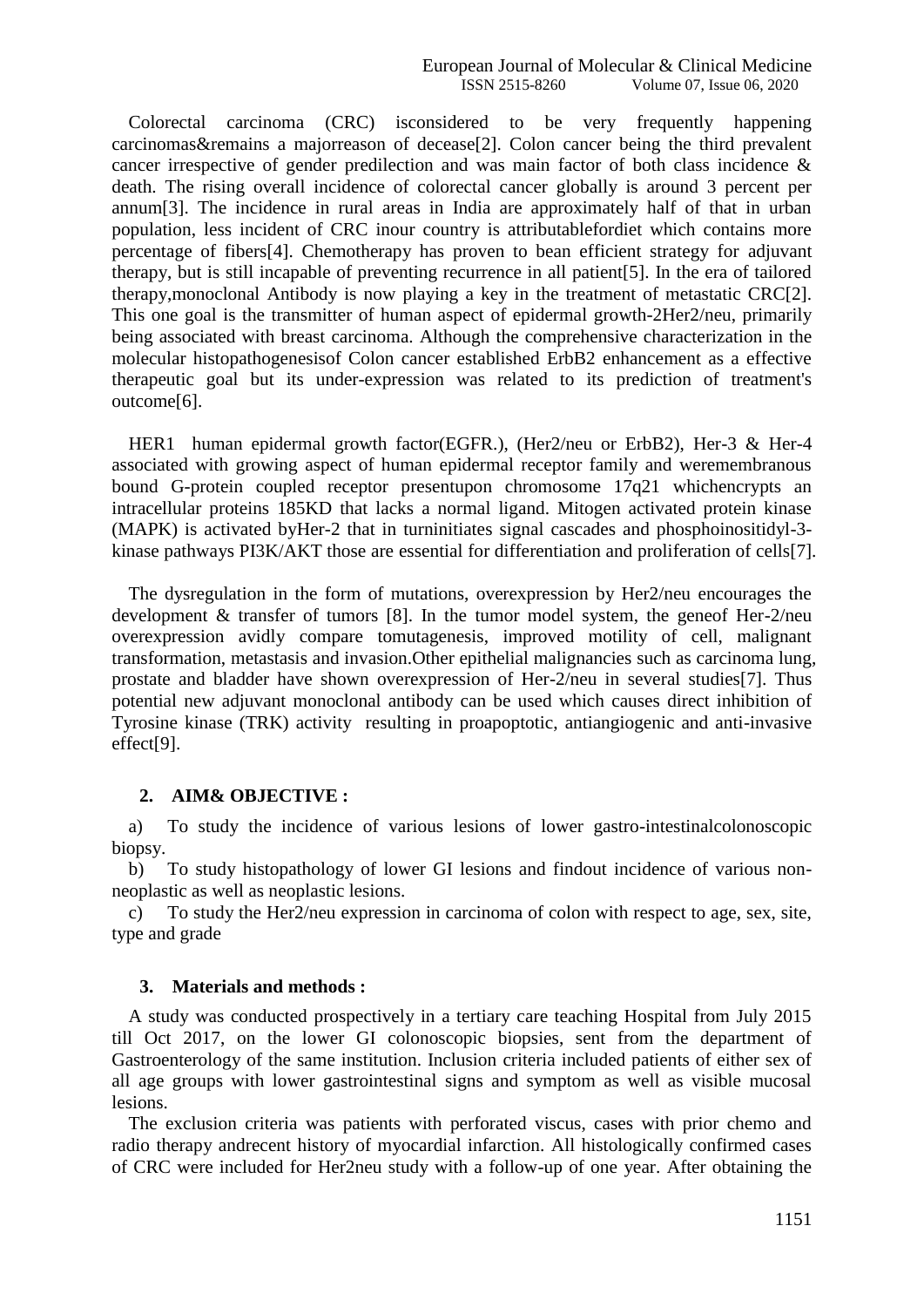Colorectal carcinoma (CRC) isconsidered to be very frequently happening carcinomas&remains a majorreason of decease[2]. Colon cancer being the third prevalent cancer irrespective of gender predilection and was main factor of both class incidence & death. The rising overall incidence of colorectal cancer globally is around 3 percent per annum[3]. The incidence in rural areas in India are approximately half of that in urban population, less incident of CRC inour country is attributablefordiet which contains more percentage of fibers[4]. Chemotherapy has proven to bean efficient strategy for adjuvant therapy, but is still incapable of preventing recurrence in all patient[5]. In the era of tailored therapy,monoclonal Antibody is now playing a key in the treatment of metastatic CRC[2]. This one goal is the transmitter of human aspect of epidermal growth-2Her2/neu, primarily being associated with breast carcinoma. Although the comprehensive characterization in the molecular histopathogenesisof Colon cancer established ErbB2 enhancement as a effective therapeutic goal but its under-expression was related to its prediction of treatment's outcome[6].

HER1 human epidermal growth factor(EGFR.), (Her2/neu or ErbB2), Her-3 & Her-4 associated with growing aspect of human epidermal receptor family and weremembranous bound G-protein coupled receptor presentupon chromosome 17q21 whichencrypts an intracellular proteins 185KD that lacks a normal ligand. Mitogen activated protein kinase (MAPK) is activated byHer-2 that in turninitiates signal cascades and phosphoinositidyl-3-kinase pathways PI3K/AKT those are essential for differentiation and proliferation of cells[7].

The dysregulation in the form of mutations, overexpression by Her2/neu encourages the development & transfer of tumors [8]. In the tumor model system, the geneof Her-2/neu overexpression avidly compare tomutagenesis, improved motility of cell, malignant transformation, metastasis and invasion.Other epithelial malignancies such as carcinoma lung, prostate and bladder have shown overexpression of Her-2/neu in several studies[7]. Thus potential new adjuvant monoclonal antibody can be used which causes direct inhibition of Tyrosine kinase (TRK) activity resulting in proapoptotic, antiangiogenic and anti-invasive effect[9].

## 2. AIM& OBJECTIVE :

a) To study the incidence of various lesions of lower gastro-intestinalcolonoscopic biopsy.

b) To study histopathology of lower GI lesions and findout incidence of various non-neoplastic as well as neoplastic lesions.

c) To study the Her2/neu expression in carcinoma of colon with respect to age, sex, site, type and grade

## 3. Materials and methods :

A study was conducted prospectively in a tertiary care teaching Hospital from July 2015 till Oct 2017, on the lower GI colonoscopic biopsies, sent from the department of Gastroenterology of the same institution. Inclusion criteria included patients of either sex of all age groups with lower gastrointestinal signs and symptom as well as visible mucosal lesions.

The exclusion criteria was patients with perforated viscus, cases with prior chemo and radio therapy andrecent history of myocardial infarction. All histologically confirmed cases of CRC were included for Her2neu study with a follow-up of one year. After obtaining the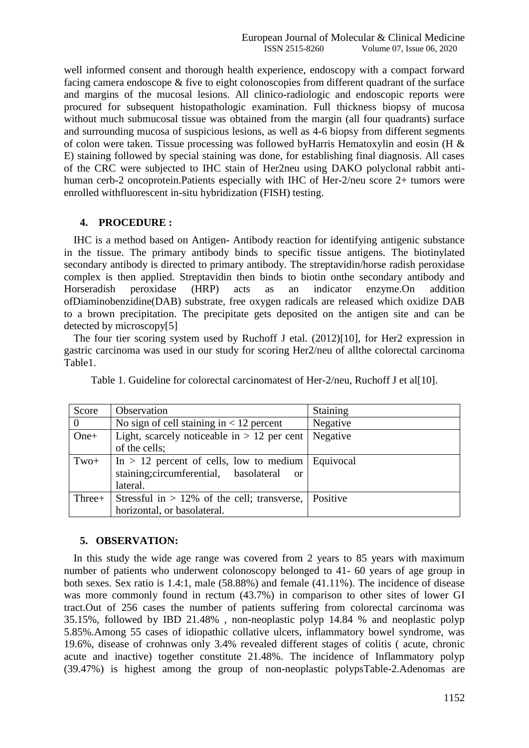well informed consent and thorough health experience, endoscopy with a compact forward facing camera endoscope & five to eight colonoscopies from different quadrant of the surface and margins of the mucosal lesions. All clinico-radiologic and endoscopic reports were procured for subsequent histopathologic examination. Full thickness biopsy of mucosa without much submucosal tissue was obtained from the margin (all four quadrants) surface and surrounding mucosa of suspicious lesions, as well as 4-6 biopsy from different segments of colon were taken. Tissue processing was followed byHarris Hematoxylin and eosin (H & E) staining followed by special staining was done, for establishing final diagnosis. All cases of the CRC were subjected to IHC stain of Her2neu using DAKO polyclonal rabbit anti-human cerb-2 oncoprotein.Patients especially with IHC of Her-2/neu score 2+ tumors were enrolled withfluorescent in-situ hybridization (FISH) testing.

## 4. PROCEDURE :

IHC is a method based on Antigen- Antibody reaction for identifying antigenic substance in the tissue. The primary antibody binds to specific tissue antigens. The biotinylated secondary antibody is directed to primary antibody. The streptavidin/horse radish peroxidase complex is then applied. Streptavidin then binds to biotin onthe secondary antibody and Horseradish peroxidase (HRP) acts as an indicator enzyme.On addition ofDiaminobenzidine(DAB) substrate, free oxygen radicals are released which oxidize DAB to a brown precipitation. The precipitate gets deposited on the antigen site and can be detected by microscopy[5]

The four tier scoring system used by Ruchoff J etal. (2012)[10], for Her2 expression in gastric carcinoma was used in our study for scoring Her2/neu of allthe colorectal carcinoma Table1.

Table 1. Guideline for colorectal carcinomatest of Her-2/neu, Ruchoff J et al[10].

| Score | Observation | Staining |
|---|---|---|
| 0 | No sign of cell staining in < 12 percent | Negative |
| One+ | Light, scarcely noticeable in > 12 per cent of the cells; | Negative |
| Two+ | In > 12 percent of cells, low to medium staining;circumferential, basolateral or lateral. | Equivocal |
| Three+ | Stressful in > 12% of the cell; transverse, horizontal, or basolateral. | Positive |

## 5. OBSERVATION:

In this study the wide age range was covered from 2 years to 85 years with maximum number of patients who underwent colonoscopy belonged to 41- 60 years of age group in both sexes. Sex ratio is 1.4:1, male (58.88%) and female (41.11%). The incidence of disease was more commonly found in rectum (43.7%) in comparison to other sites of lower GI tract.Out of 256 cases the number of patients suffering from colorectal carcinoma was 35.15%, followed by IBD 21.48% , non-neoplastic polyp 14.84 % and neoplastic polyp 5.85%.Among 55 cases of idiopathic collative ulcers, inflammatory bowel syndrome, was 19.6%, disease of crohnwas only 3.4% revealed different stages of colitis ( acute, chronic acute and inactive) together constitute 21.48%. The incidence of Inflammatory polyp (39.47%) is highest among the group of non-neoplastic polypsTable-2.Adenomas are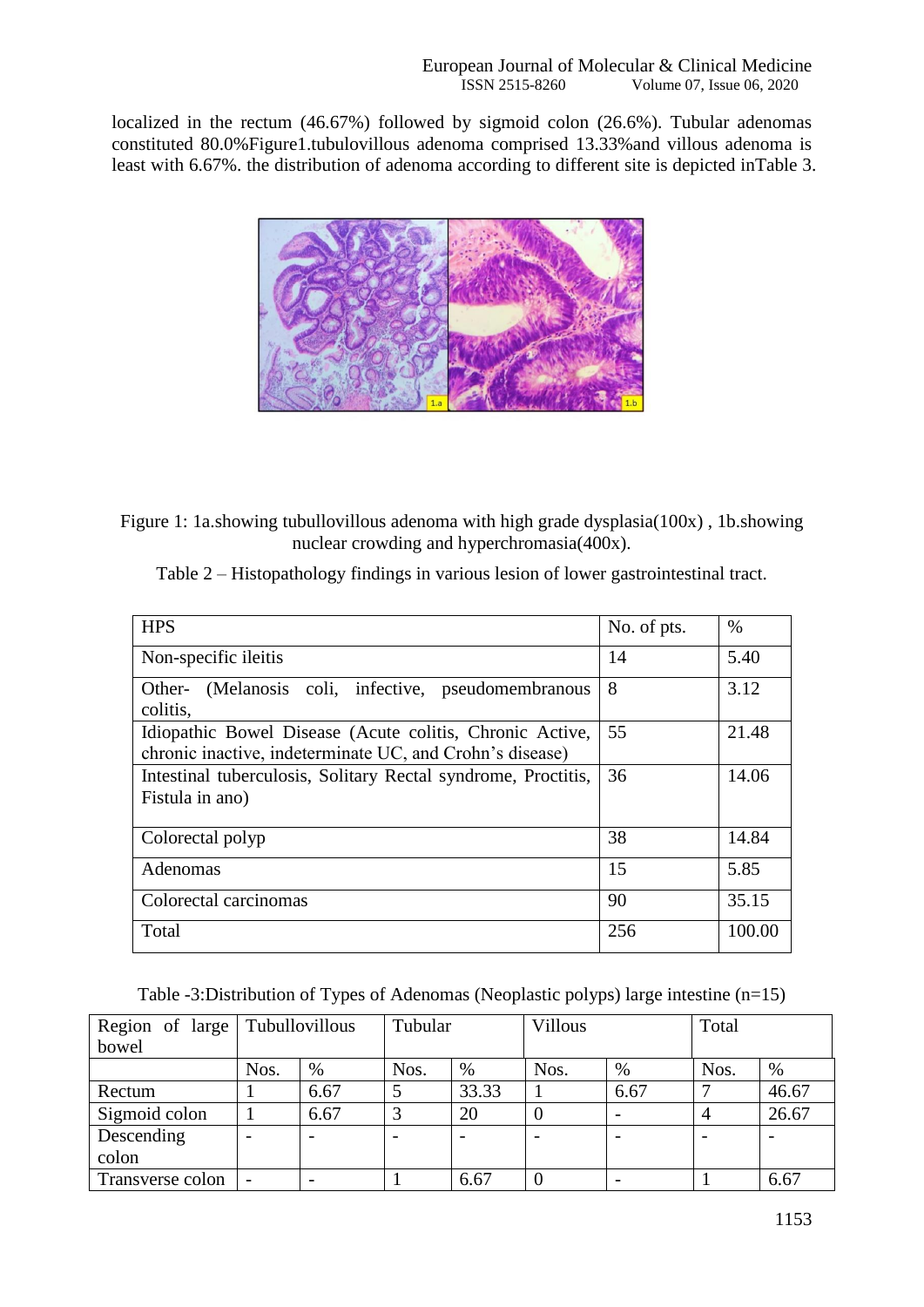localized in the rectum (46.67%) followed by sigmoid colon (26.6%). Tubular adenomas constituted 80.0%Figure1.tubulovillous adenoma comprised 13.33%and villous adenoma is least with 6.67%. the distribution of adenoma according to different site is depicted inTable 3.

Figure 1: 1a.showing tubullovillous adenoma with high grade dysplasia(100x) , 1b.showing nuclear crowding and hyperchromasia(400x).

Table 2 – Histopathology findings in various lesion of lower gastrointestinal tract.

| HPS | No. of pts. | % |
|---|---|---|
| Non-specific ileitis | 14 | 5.40 |
| Other- (Melanosis coli, infective, pseudomembranous colitis, | 8 | 3.12 |
| Idiopathic Bowel Disease (Acute colitis, Chronic Active, chronic inactive, indeterminate UC, and Crohn's disease) | 55 | 21.48 |
| Intestinal tuberculosis, Solitary Rectal syndrome, Proctitis, Fistula in ano) | 36 | 14.06 |
| Colorectal polyp | 38 | 14.84 |
| Adenomas | 15 | 5.85 |
| Colorectal carcinomas | 90 | 35.15 |
| Total | 256 | 100.00 |

Table -3:Distribution of Types of Adenomas (Neoplastic polyps) large intestine (n=15)

| Region of large bowel | Tubullovillous | | Tubular | | Villous | | Total | |
|---|---|---|---|---|---|---|---|---|
| | Nos. | % | Nos. | % | Nos. | % | Nos. | % |
| Rectum | 1 | 6.67 | 5 | 33.33 | 1 | 6.67 | 7 | 46.67 |
| Sigmoid colon | 1 | 6.67 | 3 | 20 | 0 | - | 4 | 26.67 |
| Descending colon | - | - | - | - | - | - | - | - |
| Transverse colon | - | - | 1 | 6.67 | 0 | - | 1 | 6.67 |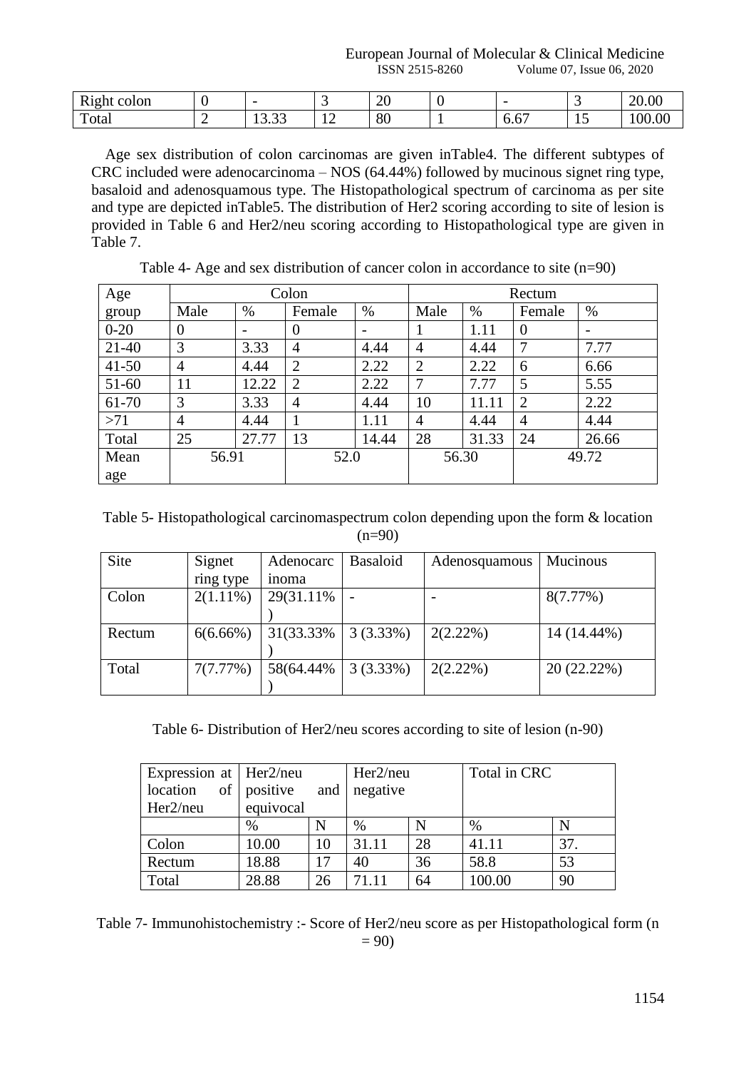| Right colon | 0 | - | 3 | 20 | 0 | - | 3 | 20.00 |
|---|---|---|---|---|---|---|---|---|
| Total | 2 | 13.33 | 12 | 80 | 1 | 6.67 | 15 | 100.00 |

Age sex distribution of colon carcinomas are given inTable4. The different subtypes of CRC included were adenocarcinoma – NOS (64.44%) followed by mucinous signet ring type, basaloid and adenosquamous type. The Histopathological spectrum of carcinoma as per site and type are depicted inTable5. The distribution of Her2 scoring according to site of lesion is provided in Table 6 and Her2/neu scoring according to Histopathological type are given in Table 7.

Table 4- Age and sex distribution of cancer colon in accordance to site (n=90)

| Age group | Colon | | | | Rectum | | | |
|---|---|---|---|---|---|---|---|---|
| | Male | % | Female | % | Male | % | Female | % |
| 0-20 | 0 | - | 0 | - | 1 | 1.11 | 0 | - |
| 21-40 | 3 | 3.33 | 4 | 4.44 | 4 | 4.44 | 7 | 7.77 |
| 41-50 | 4 | 4.44 | 2 | 2.22 | 2 | 2.22 | 6 | 6.66 |
| 51-60 | 11 | 12.22 | 2 | 2.22 | 7 | 7.77 | 5 | 5.55 |
| 61-70 | 3 | 3.33 | 4 | 4.44 | 10 | 11.11 | 2 | 2.22 |
| >71 | 4 | 4.44 | 1 | 1.11 | 4 | 4.44 | 4 | 4.44 |
| Total | 25 | 27.77 | 13 | 14.44 | 28 | 31.33 | 24 | 26.66 |
| Mean age | 56.91 | | 52.0 | | 56.30 | | 49.72 | |

Table 5- Histopathological carcinomaspectrum colon depending upon the form & location (n=90)

| Site | Signet ring type | Adenocarcinoma | Basaloid | Adenosquamous | Mucinous |
|---|---|---|---|---|---|
| Colon | 2(1.11%) | 29(31.11%) | - | - | 8(7.77%) |
| Rectum | 6(6.66%) | 31(33.33%) | 3 (3.33%) | 2(2.22%) | 14 (14.44%) |
| Total | 7(7.77%) | 58(64.44%) | 3 (3.33%) | 2(2.22%) | 20 (22.22%) |

Table 6- Distribution of Her2/neu scores according to site of lesion (n-90)

| Expression at location of Her2/neu | Her2/neu positive and equivocal | | Her2/neu negative | | Total in CRC | |
|---|---|---|---|---|---|---|
| | % | N | % | N | % | N |
| Colon | 10.00 | 10 | 31.11 | 28 | 41.11 | 37. |
| Rectum | 18.88 | 17 | 40 | 36 | 58.8 | 53 |
| Total | 28.88 | 26 | 71.11 | 64 | 100.00 | 90 |

Table 7- Immunohistochemistry :- Score of Her2/neu score as per Histopathological form (n = 90)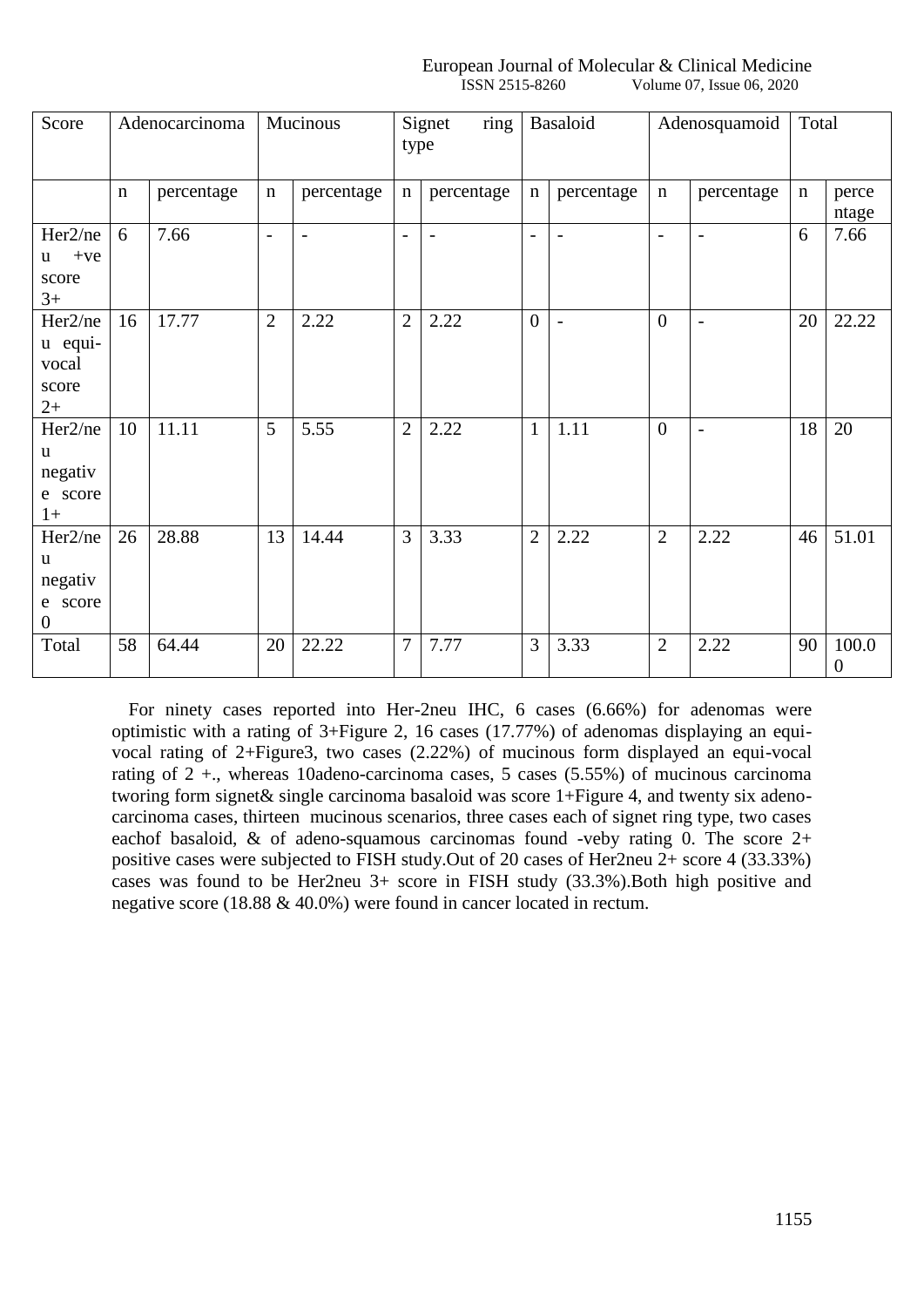| Score | Adenocarcinoma | | Mucinous | | Signet ring type | | Basaloid | | Adenosquamoid | | Total | |
|---|---|---|---|---|---|---|---|---|---|---|---|---|
| | n | percentage | n | percentage | n | percentage | n | percentage | n | percentage | n | percentage |
| Her2/neu +ve score 3+ | 6 | 7.66 | - | - | - | - | - | - | - | - | 6 | 7.66 |
| Her2/neu equi-vocal score 2+ | 16 | 17.77 | 2 | 2.22 | 2 | 2.22 | 0 | - | 0 | - | 20 | 22.22 |
| Her2/neu negative score 1+ | 10 | 11.11 | 5 | 5.55 | 2 | 2.22 | 1 | 1.11 | 0 | - | 18 | 20 |
| Her2/neu negative score 0 | 26 | 28.88 | 13 | 14.44 | 3 | 3.33 | 2 | 2.22 | 2 | 2.22 | 46 | 51.01 |
| Total | 58 | 64.44 | 20 | 22.22 | 7 | 7.77 | 3 | 3.33 | 2 | 2.22 | 90 | 100.00 |

For ninety cases reported into Her-2neu IHC, 6 cases (6.66%) for adenomas were optimistic with a rating of 3+Figure 2, 16 cases (17.77%) of adenomas displaying an equi-vocal rating of 2+Figure3, two cases (2.22%) of mucinous form displayed an equi-vocal rating of 2 +., whereas 10adeno-carcinoma cases, 5 cases (5.55%) of mucinous carcinoma tworing form signet& single carcinoma basaloid was score 1+Figure 4, and twenty six adeno-carcinoma cases, thirteen mucinous scenarios, three cases each of signet ring type, two cases eachof basaloid, & of adeno-squamous carcinomas found -veby rating 0. The score 2+ positive cases were subjected to FISH study.Out of 20 cases of Her2neu 2+ score 4 (33.33%) cases was found to be Her2neu 3+ score in FISH study (33.3%).Both high positive and negative score (18.88 & 40.0%) were found in cancer located in rectum.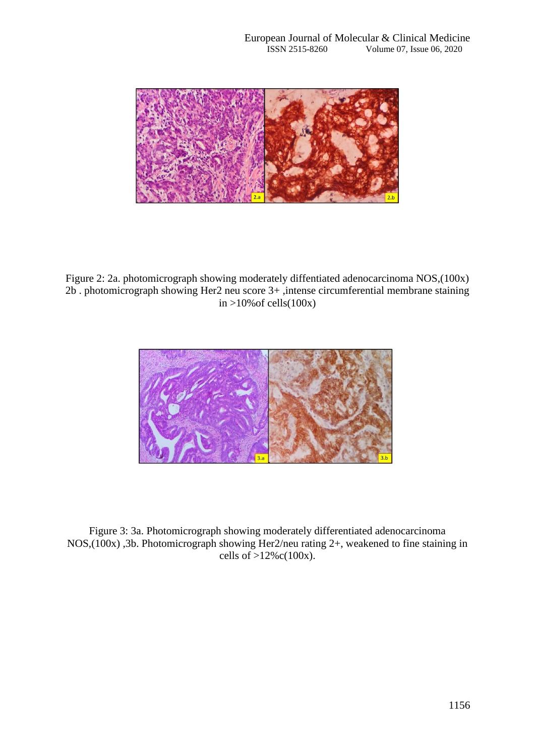Figure 2: 2a. photomicrograph showing moderately diffentiated adenocarcinoma NOS,(100x) 2b . photomicrograph showing Her2 neu score 3+ ,intense circumferential membrane staining in >10%of cells(100x)

Figure 3: 3a. Photomicrograph showing moderately differentiated adenocarcinoma NOS,(100x) ,3b. Photomicrograph showing Her2/neu rating 2+, weakened to fine staining in cells of >12%c(100x).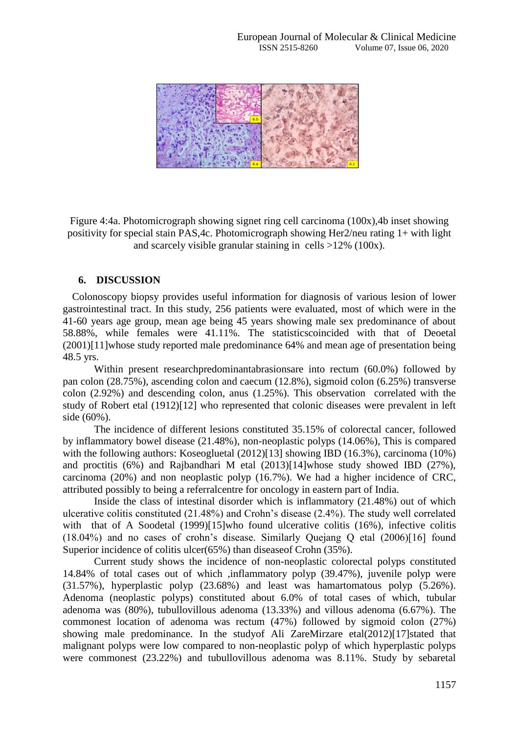Figure 4:4a. Photomicrograph showing signet ring cell carcinoma (100x),4b inset showing positivity for special stain PAS,4c. Photomicrograph showing Her2/neu rating 1+ with light and scarcely visible granular staining in cells >12% (100x).

## 6. DISCUSSION

Colonoscopy biopsy provides useful information for diagnosis of various lesion of lower gastrointestinal tract. In this study, 256 patients were evaluated, most of which were in the 41-60 years age group, mean age being 45 years showing male sex predominance of about 58.88%, while females were 41.11%. The statisticscoincided with that of Deoetal (2001)[11]whose study reported male predominance 64% and mean age of presentation being 48.5 yrs.

Within present researchpredominantabrasionsare into rectum (60.0%) followed by pan colon (28.75%), ascending colon and caecum (12.8%), sigmoid colon (6.25%) transverse colon (2.92%) and descending colon, anus (1.25%). This observation correlated with the study of Robert etal (1912)[12] who represented that colonic diseases were prevalent in left side (60%).

The incidence of different lesions constituted 35.15% of colorectal cancer, followed by inflammatory bowel disease (21.48%), non-neoplastic polyps (14.06%), This is compared with the following authors: Koseogluetal (2012)[13] showing IBD (16.3%), carcinoma (10%) and proctitis (6%) and Rajbandhari M etal (2013)[14]whose study showed IBD (27%), carcinoma (20%) and non neoplastic polyp (16.7%). We had a higher incidence of CRC, attributed possibly to being a referralcentre for oncology in eastern part of India.

Inside the class of intestinal disorder which is inflammatory (21.48%) out of which ulcerative colitis constituted (21.48%) and Crohn's disease (2.4%). The study well correlated with that of A Soodetal (1999)[15]who found ulcerative colitis (16%), infective colitis (18.04%) and no cases of crohn's disease. Similarly Quejang Q etal (2006)[16] found Superior incidence of colitis ulcer(65%) than diseaseof Crohn (35%).

Current study shows the incidence of non-neoplastic colorectal polyps constituted 14.84% of total cases out of which ,inflammatory polyp (39.47%), juvenile polyp were (31.57%), hyperplastic polyp (23.68%) and least was hamartomatous polyp (5.26%). Adenoma (neoplastic polyps) constituted about 6.0% of total cases of which, tubular adenoma was (80%), tubullovillous adenoma (13.33%) and villous adenoma (6.67%). The commonest location of adenoma was rectum (47%) followed by sigmoid colon (27%) showing male predominance. In the studyof Ali ZareMirzare etal(2012)[17]stated that malignant polyps were low compared to non-neoplastic polyp of which hyperplastic polyps were commonest (23.22%) and tubullovillous adenoma was 8.11%. Study by sebaretal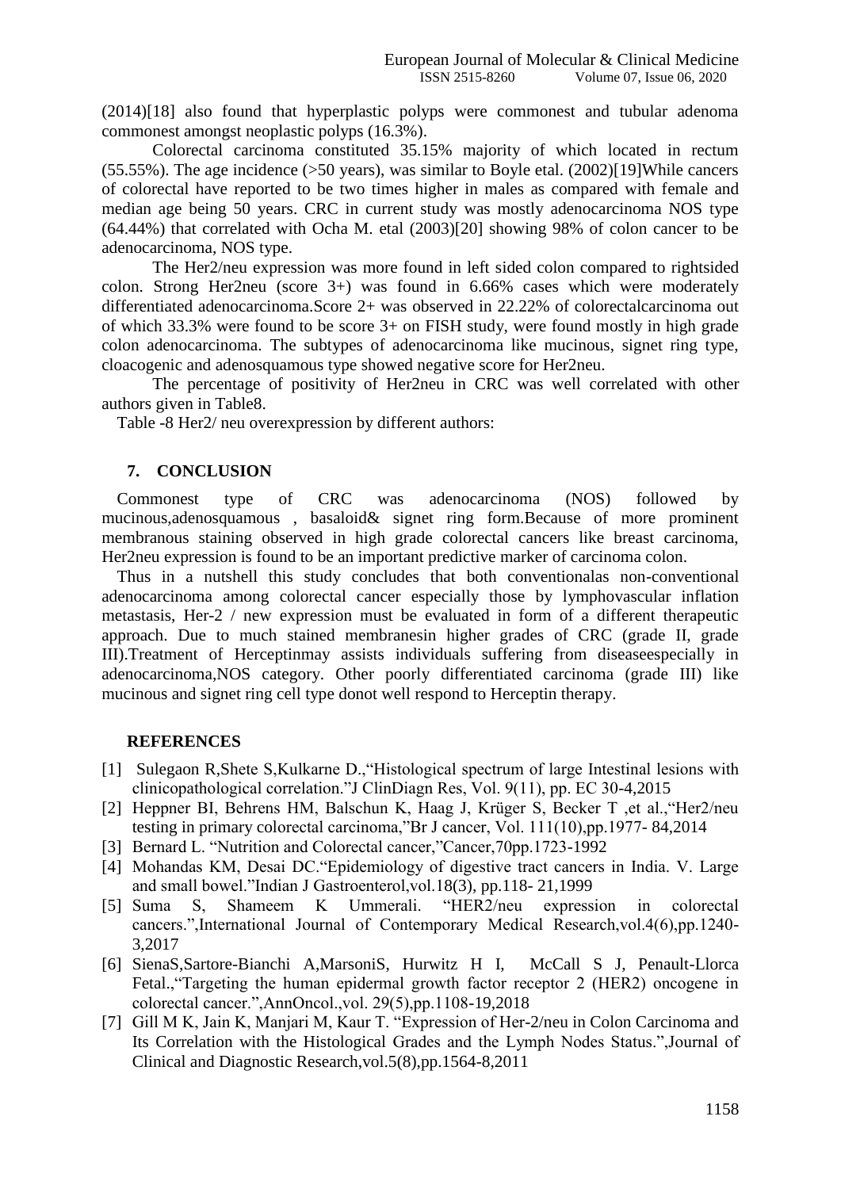(2014)[18] also found that hyperplastic polyps were commonest and tubular adenoma commonest amongst neoplastic polyps (16.3%).

Colorectal carcinoma constituted 35.15% majority of which located in rectum (55.55%). The age incidence (>50 years), was similar to Boyle etal. (2002)[19]While cancers of colorectal have reported to be two times higher in males as compared with female and median age being 50 years. CRC in current study was mostly adenocarcinoma NOS type (64.44%) that correlated with Ocha M. etal (2003)[20] showing 98% of colon cancer to be adenocarcinoma, NOS type.

The Her2/neu expression was more found in left sided colon compared to rightsided colon. Strong Her2neu (score 3+) was found in 6.66% cases which were moderately differentiated adenocarcinoma.Score 2+ was observed in 22.22% of colorectalcarcinoma out of which 33.3% were found to be score 3+ on FISH study, were found mostly in high grade colon adenocarcinoma. The subtypes of adenocarcinoma like mucinous, signet ring type, cloacogenic and adenosquamous type showed negative score for Her2neu.

The percentage of positivity of Her2neu in CRC was well correlated with other authors given in Table8.

Table -8 Her2/ neu overexpression by different authors:

## 7. CONCLUSION

Commonest type of CRC was adenocarcinoma (NOS) followed by mucinous,adenosquamous , basaloid& signet ring form.Because of more prominent membranous staining observed in high grade colorectal cancers like breast carcinoma, Her2neu expression is found to be an important predictive marker of carcinoma colon.

Thus in a nutshell this study concludes that both conventionalas non-conventional adenocarcinoma among colorectal cancer especially those by lymphovascular inflation metastasis, Her-2 / new expression must be evaluated in form of a different therapeutic approach. Due to much stained membranesin higher grades of CRC (grade II, grade III).Treatment of Herceptinmay assists individuals suffering from diseaseespecially in adenocarcinoma,NOS category. Other poorly differentiated carcinoma (grade III) like mucinous and signet ring cell type donot well respond to Herceptin therapy.

## REFERENCES

[1] Sulegaon R,Shete S,Kulkarne D.,"Histological spectrum of large Intestinal lesions with clinicopathological correlation."J ClinDiagn Res, Vol. 9(11), pp. EC 30-4,2015

[2] Heppner BI, Behrens HM, Balschun K, Haag J, Krüger S, Becker T ,et al.,"Her2/neu testing in primary colorectal carcinoma,"Br J cancer, Vol. 111(10),pp.1977- 84,2014

[3] Bernard L. "Nutrition and Colorectal cancer,"Cancer,70pp.1723-1992

[4] Mohandas KM, Desai DC."Epidemiology of digestive tract cancers in India. V. Large and small bowel."Indian J Gastroenterol,vol.18(3), pp.118- 21,1999

[5] Suma S, Shameem K Ummerali. "HER2/neu expression in colorectal cancers.",International Journal of Contemporary Medical Research,vol.4(6),pp.1240-3,2017

[6] SienaS,Sartore-Bianchi A,MarsoniS, Hurwitz H I, McCall S J, Penault-Llorca Fetal.,"Targeting the human epidermal growth factor receptor 2 (HER2) oncogene in colorectal cancer.",AnnOncol.,vol. 29(5),pp.1108-19,2018

[7] Gill M K, Jain K, Manjari M, Kaur T. "Expression of Her-2/neu in Colon Carcinoma and Its Correlation with the Histological Grades and the Lymph Nodes Status.",Journal of Clinical and Diagnostic Research,vol.5(8),pp.1564-8,2011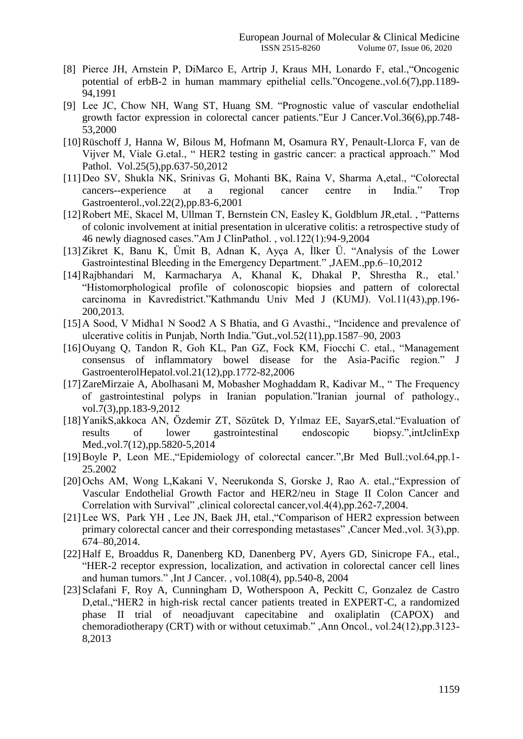[8] Pierce JH, Arnstein P, DiMarco E, Artrip J, Kraus MH, Lonardo F, etal.,"Oncogenic potential of erbB-2 in human mammary epithelial cells."Oncogene.,vol.6(7),pp.1189-94,1991

[9] Lee JC, Chow NH, Wang ST, Huang SM. "Prognostic value of vascular endothelial growth factor expression in colorectal cancer patients."Eur J Cancer.Vol.36(6),pp.748-53,2000

[10] Rüschoff J, Hanna W, Bilous M, Hofmann M, Osamura RY, Penault-Llorca F, van de Vijver M, Viale G.etal., " HER2 testing in gastric cancer: a practical approach." Mod Pathol. Vol.25(5),pp.637-50,2012

[11] Deo SV, Shukla NK, Srinivas G, Mohanti BK, Raina V, Sharma A,etal., "Colorectal cancers--experience at a regional cancer centre in India." Trop Gastroenterol.,vol.22(2),pp.83-6,2001

[12] Robert ME, Skacel M, Ullman T, Bernstein CN, Easley K, Goldblum JR,etal. , "Patterns of colonic involvement at initial presentation in ulcerative colitis: a retrospective study of 46 newly diagnosed cases."Am J ClinPathol. , vol.122(1):94-9,2004

[13] Zikret K, Banu K, Ümit B, Adnan K, Ayça A, İlker Ü. "Analysis of the Lower Gastrointestinal Bleeding in the Emergency Department." ,JAEM.,pp.6–10,2012

[14] Rajbhandari M, Karmacharya A, Khanal K, Dhakal P, Shrestha R., etal.' "Histomorphological profile of colonoscopic biopsies and pattern of colorectal carcinoma in Kavredistrict."Kathmandu Univ Med J (KUMJ). Vol.11(43),pp.196-200,2013.

[15] A Sood, V Midha1 N Sood2 A S Bhatia, and G Avasthi., "Incidence and prevalence of ulcerative colitis in Punjab, North India."Gut.,vol.52(11),pp.1587–90, 2003

[16] Ouyang Q, Tandon R, Goh KL, Pan GZ, Fock KM, Fiocchi C. etal., "Management consensus of inflammatory bowel disease for the Asia-Pacific region." J GastroenterolHepatol.vol.21(12),pp.1772-82,2006

[17] ZareMirzaie A, Abolhasani M, Mobasher Moghaddam R, Kadivar M., " The Frequency of gastrointestinal polyps in Iranian population."Iranian journal of pathology., vol.7(3),pp.183-9,2012

[18] YanikS,akkoca AN, Özdemir ZT, Sözütek D, Yılmaz EE, SayarS,etal."Evaluation of results of lower gastrointestinal endoscopic biopsy.",intJclinExp Med.,vol.7(12),pp.5820-5,2014

[19] Boyle P, Leon ME.,"Epidemiology of colorectal cancer.",Br Med Bull.;vol.64,pp.1-25.2002

[20] Ochs AM, Wong L,Kakani V, Neerukonda S, Gorske J, Rao A. etal.,"Expression of Vascular Endothelial Growth Factor and HER2/neu in Stage II Colon Cancer and Correlation with Survival" ,clinical colorectal cancer,vol.4(4),pp.262-7,2004.

[21] Lee WS, Park YH , Lee JN, Baek JH, etal.,"Comparison of HER2 expression between primary colorectal cancer and their corresponding metastases" ,Cancer Med.,vol. 3(3),pp. 674–80,2014.

[22] Half E, Broaddus R, Danenberg KD, Danenberg PV, Ayers GD, Sinicrope FA., etal., "HER-2 receptor expression, localization, and activation in colorectal cancer cell lines and human tumors." ,Int J Cancer. , vol.108(4), pp.540-8, 2004

[23] Sclafani F, Roy A, Cunningham D, Wotherspoon A, Peckitt C, Gonzalez de Castro D,etal.,"HER2 in high-risk rectal cancer patients treated in EXPERT-C, a randomized phase II trial of neoadjuvant capecitabine and oxaliplatin (CAPOX) and chemoradiotherapy (CRT) with or without cetuximab." ,Ann Oncol., vol.24(12),pp.3123-8,2013